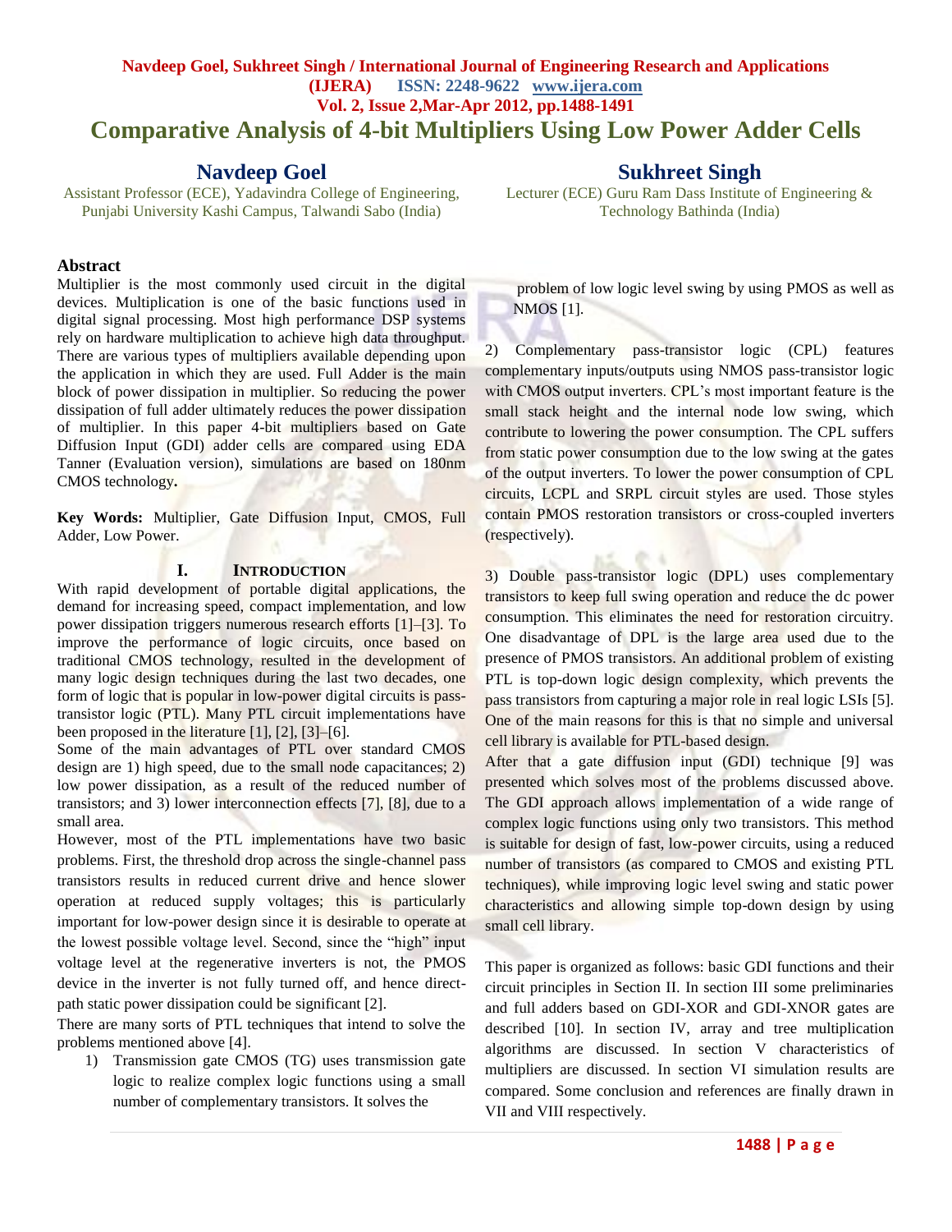# Comparative Analysis of 4-bit Multipliers Using Low Power Adder Cells

**Navdeep Goel**
Assistant Professor (ECE), Yadavindra College of Engineering, Punjabi University Kashi Campus, Talwandi Sabo (India)

**Sukhreet Singh**
Lecturer (ECE) Guru Ram Dass Institute of Engineering & Technology Bathinda (India)

## Abstract

Multiplier is the most commonly used circuit in the digital devices. Multiplication is one of the basic functions used in digital signal processing. Most high performance DSP systems rely on hardware multiplication to achieve high data throughput. There are various types of multipliers available depending upon the application in which they are used. Full Adder is the main block of power dissipation in multiplier. So reducing the power dissipation of full adder ultimately reduces the power dissipation of multiplier. In this paper 4-bit multipliers based on Gate Diffusion Input (GDI) adder cells are compared using EDA Tanner (Evaluation version), simulations are based on 180nm CMOS technology**.**

**Key Words:** Multiplier, Gate Diffusion Input, CMOS, Full Adder, Low Power.

## I. Introduction

With rapid development of portable digital applications, the demand for increasing speed, compact implementation, and low power dissipation triggers numerous research efforts [1]–[3]. To improve the performance of logic circuits, once based on traditional CMOS technology, resulted in the development of many logic design techniques during the last two decades, one form of logic that is popular in low-power digital circuits is pass-transistor logic (PTL). Many PTL circuit implementations have been proposed in the literature [1], [2], [3]–[6].

Some of the main advantages of PTL over standard CMOS design are 1) high speed, due to the small node capacitances; 2) low power dissipation, as a result of the reduced number of transistors; and 3) lower interconnection effects [7], [8], due to a small area.

However, most of the PTL implementations have two basic problems. First, the threshold drop across the single-channel pass transistors results in reduced current drive and hence slower operation at reduced supply voltages; this is particularly important for low-power design since it is desirable to operate at the lowest possible voltage level. Second, since the "high" input voltage level at the regenerative inverters is not, the PMOS device in the inverter is not fully turned off, and hence direct-path static power dissipation could be significant [2].

There are many sorts of PTL techniques that intend to solve the problems mentioned above [4].

1) Transmission gate CMOS (TG) uses transmission gate logic to realize complex logic functions using a small number of complementary transistors. It solves the problem of low logic level swing by using PMOS as well as NMOS [1].

2) Complementary pass-transistor logic (CPL) features complementary inputs/outputs using NMOS pass-transistor logic with CMOS output inverters. CPL's most important feature is the small stack height and the internal node low swing, which contribute to lowering the power consumption. The CPL suffers from static power consumption due to the low swing at the gates of the output inverters. To lower the power consumption of CPL circuits, LCPL and SRPL circuit styles are used. Those styles contain PMOS restoration transistors or cross-coupled inverters (respectively).

3) Double pass-transistor logic (DPL) uses complementary transistors to keep full swing operation and reduce the dc power consumption. This eliminates the need for restoration circuitry. One disadvantage of DPL is the large area used due to the presence of PMOS transistors. An additional problem of existing PTL is top-down logic design complexity, which prevents the pass transistors from capturing a major role in real logic LSIs [5]. One of the main reasons for this is that no simple and universal cell library is available for PTL-based design.

After that a gate diffusion input (GDI) technique [9] was presented which solves most of the problems discussed above. The GDI approach allows implementation of a wide range of complex logic functions using only two transistors. This method is suitable for design of fast, low-power circuits, using a reduced number of transistors (as compared to CMOS and existing PTL techniques), while improving logic level swing and static power characteristics and allowing simple top-down design by using small cell library.

This paper is organized as follows: basic GDI functions and their circuit principles in Section II. In section III some preliminaries and full adders based on GDI-XOR and GDI-XNOR gates are described [10]. In section IV, array and tree multiplication algorithms are discussed. In section V characteristics of multipliers are discussed. In section VI simulation results are compared. Some conclusion and references are finally drawn in VII and VIII respectively.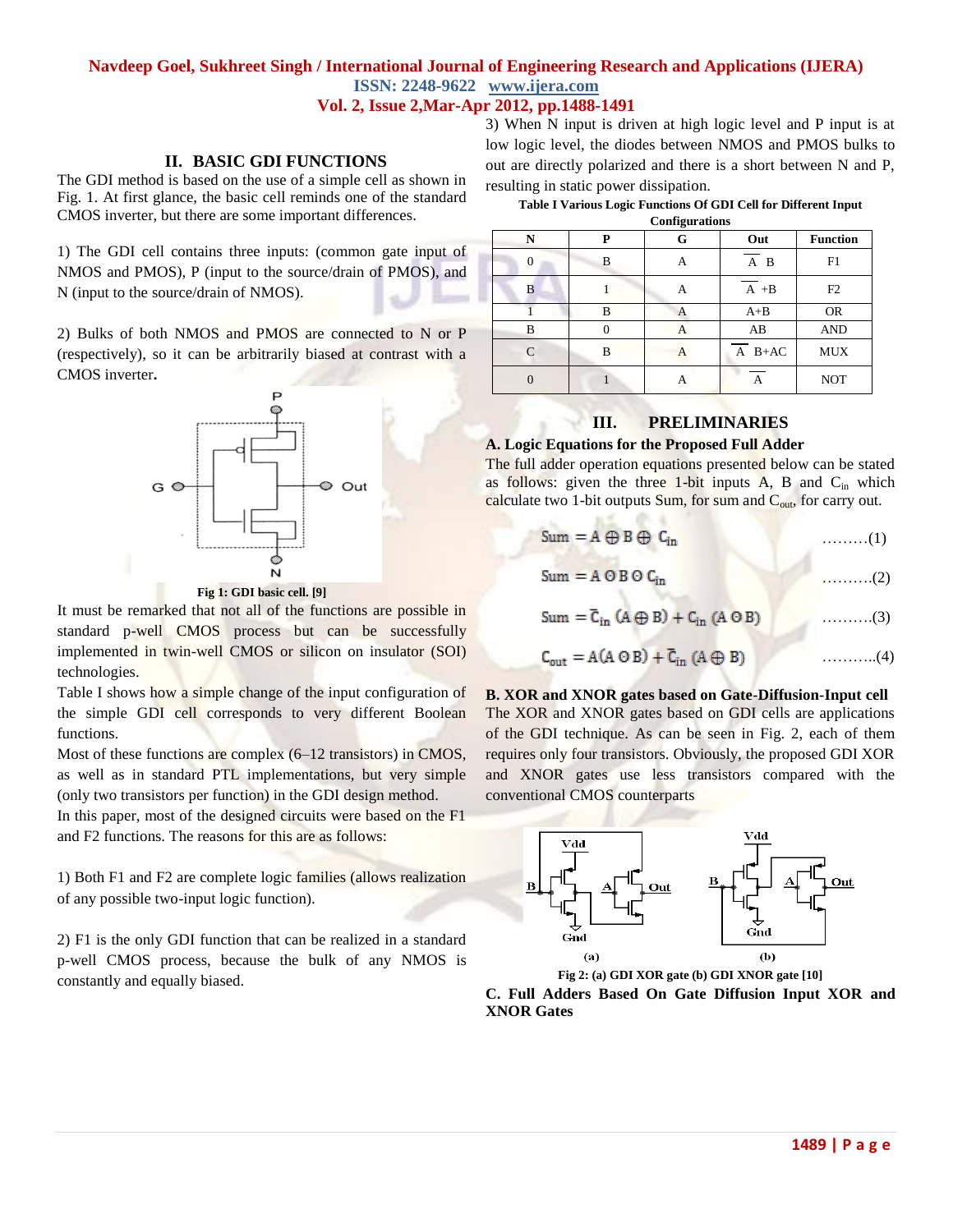## II. BASIC GDI FUNCTIONS

The GDI method is based on the use of a simple cell as shown in Fig. 1. At first glance, the basic cell reminds one of the standard CMOS inverter, but there are some important differences.

1) The GDI cell contains three inputs: (common gate input of NMOS and PMOS), P (input to the source/drain of PMOS), and N (input to the source/drain of NMOS).

2) Bulks of both NMOS and PMOS are connected to N or P (respectively), so it can be arbitrarily biased at contrast with a CMOS inverter**.**

Fig 1: GDI basic cell. [9]

It must be remarked that not all of the functions are possible in standard p-well CMOS process but can be successfully implemented in twin-well CMOS or silicon on insulator (SOI) technologies.

Table I shows how a simple change of the input configuration of the simple GDI cell corresponds to very different Boolean functions.

Most of these functions are complex (6–12 transistors) in CMOS, as well as in standard PTL implementations, but very simple (only two transistors per function) in the GDI design method.

In this paper, most of the designed circuits were based on the F1 and F2 functions. The reasons for this are as follows:

1) Both F1 and F2 are complete logic families (allows realization of any possible two-input logic function).

2) F1 is the only GDI function that can be realized in a standard p-well CMOS process, because the bulk of any NMOS is constantly and equally biased.

3) When N input is driven at high logic level and P input is at low logic level, the diodes between NMOS and PMOS bulks to out are directly polarized and there is a short between N and P, resulting in static power dissipation.

**Table I Various Logic Functions Of GDI Cell for Different Input Configurations**

| N | P | G | Out | Function |
|---|---|---|---|---|
| 0 | B | A | $\overline{A}B$ | F1 |
| B | 1 | A | $\overline{A}+B$ | F2 |
| 1 | B | A | A+B | OR |
| B | 0 | A | AB | AND |
| C | B | A | $\overline{A}B+AC$ | MUX |
| 0 | 1 | A | $\overline{A}$ | NOT |

## III. PRELIMINARIES

### A. Logic Equations for the Proposed Full Adder

The full adder operation equations presented below can be stated as follows: given the three 1-bit inputs A, B and $C_{in}$ which calculate two 1-bit outputs Sum, for sum and $C_{out}$, for carry out.

$$Sum = A \oplus B \oplus C_{in} \quad \text{.........(1)}$$

$$Sum = A \odot B \odot C_{in} \quad \text{..........(2)}$$

$$Sum = \overline{C}_{in}\,(A \oplus B) + C_{in}\,(A \odot B) \quad \text{..........(3)}$$

$$C_{out} = A(A \odot B) + \overline{C}_{in}\,(A \oplus B) \quad \text{...........(4)}$$

### B. XOR and XNOR gates based on Gate-Diffusion-Input cell

The XOR and XNOR gates based on GDI cells are applications of the GDI technique. As can be seen in Fig. 2, each of them requires only four transistors. Obviously, the proposed GDI XOR and XNOR gates use less transistors compared with the conventional CMOS counterparts

Fig 2: (a) GDI XOR gate (b) GDI XNOR gate [10]

### C. Full Adders Based On Gate Diffusion Input XOR and XNOR Gates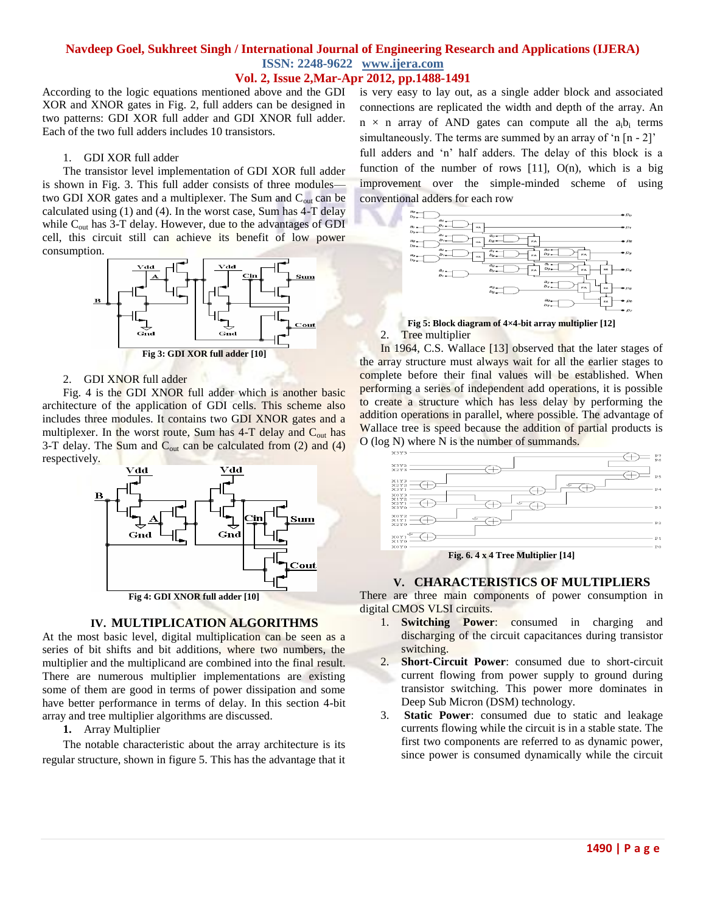According to the logic equations mentioned above and the GDI XOR and XNOR gates in Fig. 2, full adders can be designed in two patterns: GDI XOR full adder and GDI XNOR full adder. Each of the two full adders includes 10 transistors.

1. GDI XOR full adder

The transistor level implementation of GDI XOR full adder is shown in Fig. 3. This full adder consists of three modules—two GDI XOR gates and a multiplexer. The Sum and $C_{out}$ can be calculated using (1) and (4). In the worst case, Sum has 4-T delay while $C_{out}$ has 3-T delay. However, due to the advantages of GDI cell, this circuit still can achieve its benefit of low power consumption.

**Fig 3: GDI XOR full adder [10]**

2. GDI XNOR full adder

Fig. 4 is the GDI XNOR full adder which is another basic architecture of the application of GDI cells. This scheme also includes three modules. It contains two GDI XNOR gates and a multiplexer. In the worst route, Sum has 4-T delay and $C_{out}$ has 3-T delay. The Sum and $C_{out}$ can be calculated from (2) and (4) respectively.

**Fig 4: GDI XNOR full adder [10]**

## IV. MULTIPLICATION ALGORITHMS

At the most basic level, digital multiplication can be seen as a series of bit shifts and bit additions, where two numbers, the multiplier and the multiplicand are combined into the final result. There are numerous multiplier implementations are existing some of them are good in terms of power dissipation and some have better performance in terms of delay. In this section 4-bit array and tree multiplier algorithms are discussed.

**1.** Array Multiplier

The notable characteristic about the array architecture is its regular structure, shown in figure 5. This has the advantage that it is very easy to lay out, as a single adder block and associated connections are replicated the width and depth of the array. An $n \times n$ array of AND gates can compute all the $a_ib_i$ terms simultaneously. The terms are summed by an array of 'n [n - 2]' full adders and 'n' half adders. The delay of this block is a function of the number of rows [11], O(n), which is a big improvement over the simple-minded scheme of using conventional adders for each row

**Fig 5: Block diagram of 4×4-bit array multiplier [12]**

2. Tree multiplier

In 1964, C.S. Wallace [13] observed that the later stages of the array structure must always wait for all the earlier stages to complete before their final values will be established. When performing a series of independent add operations, it is possible to create a structure which has less delay by performing the addition operations in parallel, where possible. The advantage of Wallace tree is speed because the addition of partial products is O (log N) where N is the number of summands.

**Fig. 6. 4 x 4 Tree Multiplier [14]**

## V. CHARACTERISTICS OF MULTIPLIERS

There are three main components of power consumption in digital CMOS VLSI circuits.

1. **Switching Power**: consumed in charging and discharging of the circuit capacitances during transistor switching.
2. **Short-Circuit Power**: consumed due to short-circuit current flowing from power supply to ground during transistor switching. This power more dominates in Deep Sub Micron (DSM) technology.
3. **Static Power**: consumed due to static and leakage currents flowing while the circuit is in a stable state. The first two components are referred to as dynamic power, since power is consumed dynamically while the circuit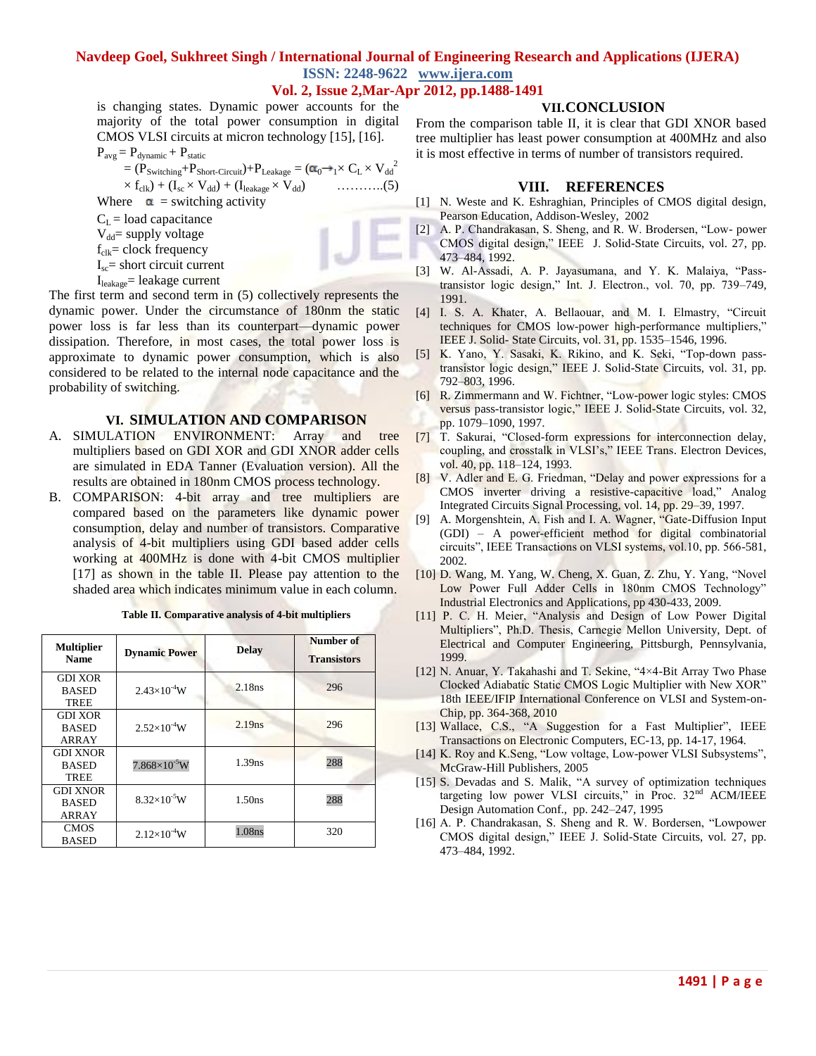is changing states. Dynamic power accounts for the majority of the total power consumption in digital CMOS VLSI circuits at micron technology [15], [16].

$$P_{avg} = P_{dynamic} + P_{static}$$
$$= (P_{Switching} + P_{Short\text{-}Circuit}) + P_{Leakage} = (\alpha_{0\rightarrow 1} \times C_L \times V_{dd}^2 \times f_{clk}) + (I_{sc} \times V_{dd}) + (I_{leakage} \times V_{dd}) \quad \text{.........(5)}$$

Where $\alpha$ = switching activity

$C_L$ = load capacitance

$V_{dd}$ = supply voltage

$f_{clk}$ = clock frequency

$I_{sc}$ = short circuit current

$I_{leakage}$ = leakage current

The first term and second term in (5) collectively represents the dynamic power. Under the circumstance of 180nm the static power loss is far less than its counterpart—dynamic power dissipation. Therefore, in most cases, the total power loss is approximate to dynamic power consumption, which is also considered to be related to the internal node capacitance and the probability of switching.

## VI. SIMULATION AND COMPARISON

A. SIMULATION ENVIRONMENT: Array and tree multipliers based on GDI XOR and GDI XNOR adder cells are simulated in EDA Tanner (Evaluation version). All the results are obtained in 180nm CMOS process technology.

B. COMPARISON: 4-bit array and tree multipliers are compared based on the parameters like dynamic power consumption, delay and number of transistors. Comparative analysis of 4-bit multipliers using GDI based adder cells working at 400MHz is done with 4-bit CMOS multiplier [17] as shown in the table II. Please pay attention to the shaded area which indicates minimum value in each column.

**Table II. Comparative analysis of 4-bit multipliers**

| Multiplier Name | Dynamic Power | Delay | Number of Transistors |
|---|---|---|---|
| GDI XOR BASED TREE | $2.43\times10^{-4}$W | 2.18ns | 296 |
| GDI XOR BASED ARRAY | $2.52\times10^{-4}$W | 2.19ns | 296 |
| GDI XNOR BASED TREE | $7.868\times10^{-5}$W | 1.39ns | 288 |
| GDI XNOR BASED ARRAY | $8.32\times10^{-5}$W | 1.50ns | 288 |
| CMOS BASED | $2.12\times10^{-4}$W | 1.08ns | 320 |

## VII. CONCLUSION

From the comparison table II, it is clear that GDI XNOR based tree multiplier has least power consumption at 400MHz and also it is most effective in terms of number of transistors required.

## VIII. REFERENCES

[1] N. Weste and K. Eshraghian, Principles of CMOS digital design, Pearson Education, Addison-Wesley, 2002

[2] A. P. Chandrakasan, S. Sheng, and R. W. Brodersen, "Low- power CMOS digital design," IEEE J. Solid-State Circuits, vol. 27, pp. 473–484, 1992.

[3] W. Al-Assadi, A. P. Jayasumana, and Y. K. Malaiya, "Pass-transistor logic design," Int. J. Electron., vol. 70, pp. 739–749, 1991.

[4] I. S. A. Khater, A. Bellaouar, and M. I. Elmastry, "Circuit techniques for CMOS low-power high-performance multipliers," IEEE J. Solid- State Circuits, vol. 31, pp. 1535–1546, 1996.

[5] K. Yano, Y. Sasaki, K. Rikino, and K. Seki, "Top-down pass-transistor logic design," IEEE J. Solid-State Circuits, vol. 31, pp. 792–803, 1996.

[6] R. Zimmermann and W. Fichtner, "Low-power logic styles: CMOS versus pass-transistor logic," IEEE J. Solid-State Circuits, vol. 32, pp. 1079–1090, 1997.

[7] T. Sakurai, "Closed-form expressions for interconnection delay, coupling, and crosstalk in VLSI's," IEEE Trans. Electron Devices, vol. 40, pp. 118–124, 1993.

[8] V. Adler and E. G. Friedman, "Delay and power expressions for a CMOS inverter driving a resistive-capacitive load," Analog Integrated Circuits Signal Processing, vol. 14, pp. 29–39, 1997.

[9] A. Morgenshtein, A. Fish and I. A. Wagner, "Gate-Diffusion Input (GDI) – A power-efficient method for digital combinatorial circuits", IEEE Transactions on VLSI systems, vol.10, pp. 566-581, 2002.

[10] D. Wang, M. Yang, W. Cheng, X. Guan, Z. Zhu, Y. Yang, "Novel Low Power Full Adder Cells in 180nm CMOS Technology" Industrial Electronics and Applications, pp 430-433, 2009.

[11] P. C. H. Meier, "Analysis and Design of Low Power Digital Multipliers", Ph.D. Thesis, Carnegie Mellon University, Dept. of Electrical and Computer Engineering, Pittsburgh, Pennsylvania, 1999.

[12] N. Anuar, Y. Takahashi and T. Sekine, "4×4-Bit Array Two Phase Clocked Adiabatic Static CMOS Logic Multiplier with New XOR" 18th IEEE/IFIP International Conference on VLSI and System-on-Chip, pp. 364-368, 2010

[13] Wallace, C.S., "A Suggestion for a Fast Multiplier", IEEE Transactions on Electronic Computers, EC-13, pp. 14-17, 1964.

[14] K. Roy and K.Seng, "Low voltage, Low-power VLSI Subsystems", McGraw-Hill Publishers, 2005

[15] S. Devadas and S. Malik, "A survey of optimization techniques targeting low power VLSI circuits," in Proc. 32nd ACM/IEEE Design Automation Conf., pp. 242–247, 1995

[16] A. P. Chandrakasan, S. Sheng and R. W. Bordersen, "Lowpower CMOS digital design," IEEE J. Solid-State Circuits, vol. 27, pp. 473–484, 1992.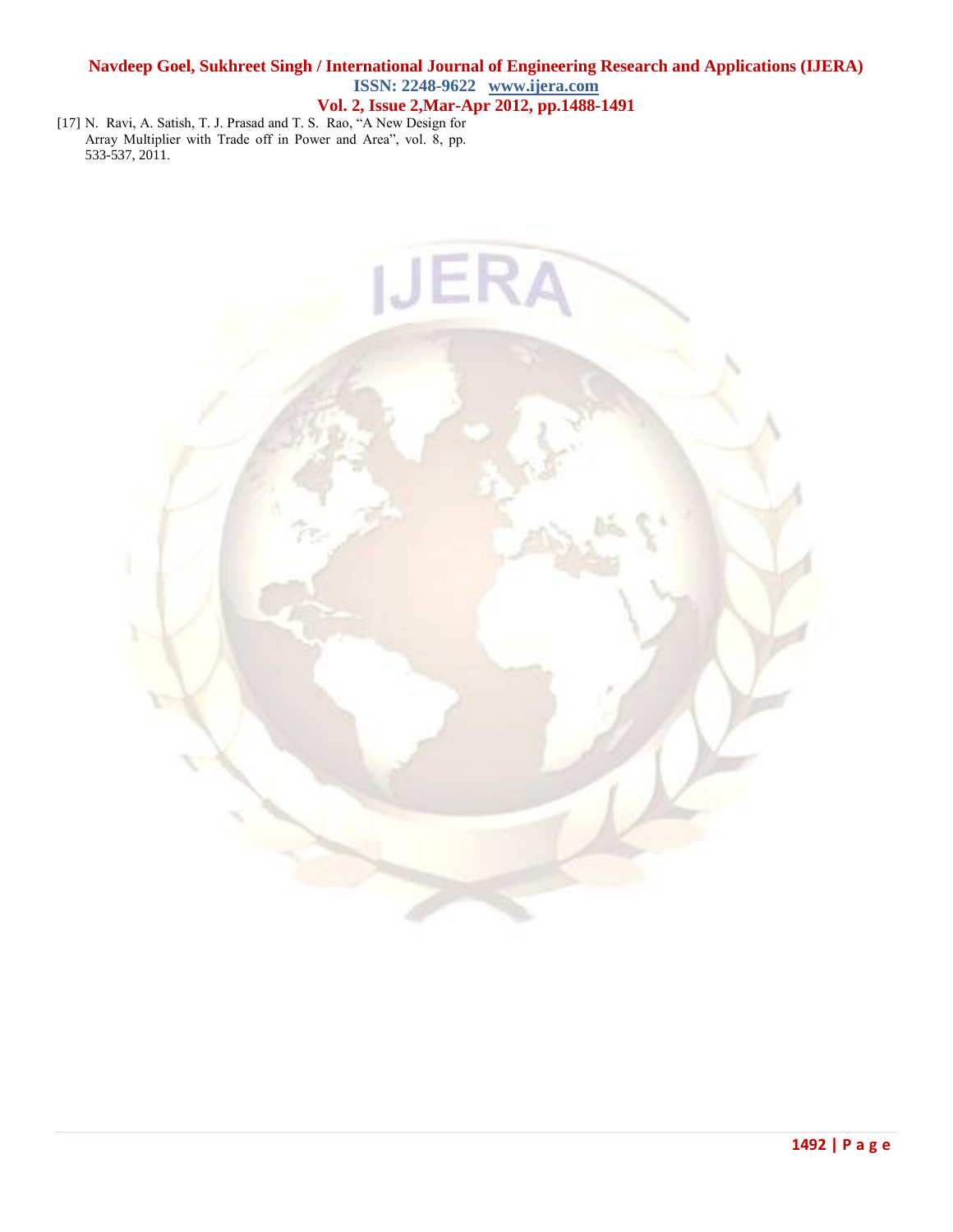[17] N. Ravi, A. Satish, T. J. Prasad and T. S. Rao, "A New Design for Array Multiplier with Trade off in Power and Area", vol. 8, pp. 533-537, 2011.